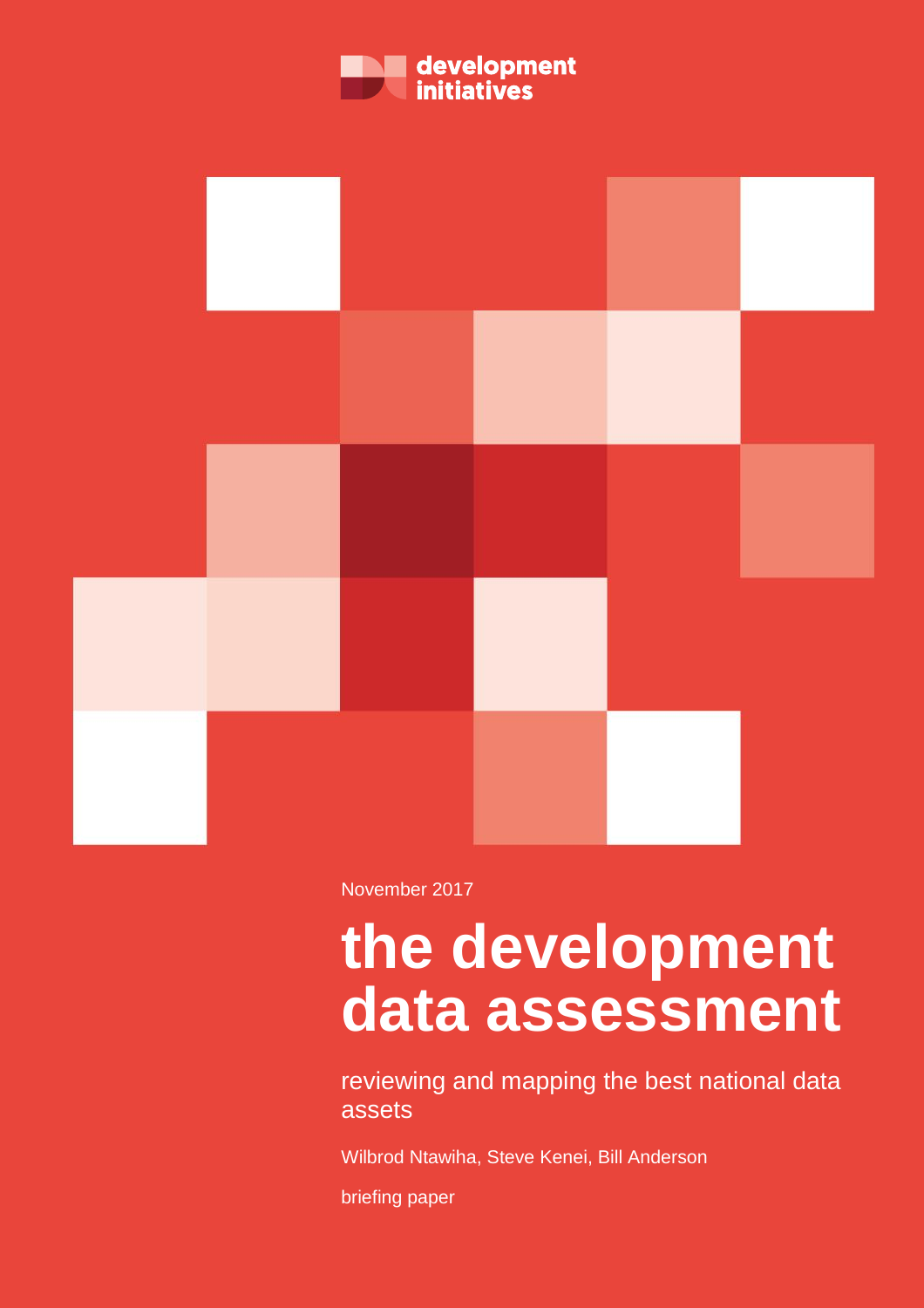development initiatives

November 2017

# the development data assessment

## reviewing and mapping the best national data assets

Wilbrod Ntawiha, Steve Kenei, Bill Anderson

briefing paper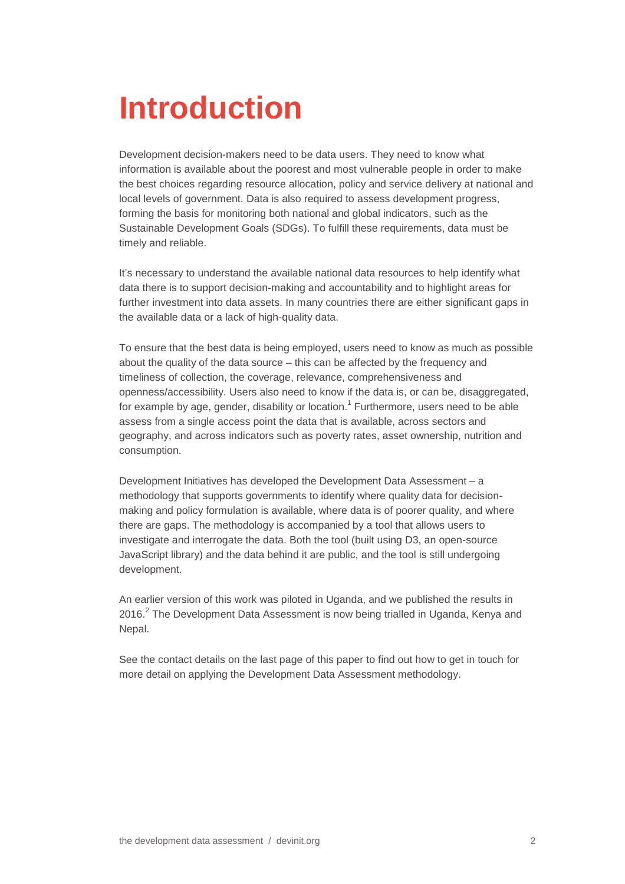# Introduction

Development decision-makers need to be data users. They need to know what information is available about the poorest and most vulnerable people in order to make the best choices regarding resource allocation, policy and service delivery at national and local levels of government. Data is also required to assess development progress, forming the basis for monitoring both national and global indicators, such as the Sustainable Development Goals (SDGs). To fulfill these requirements, data must be timely and reliable.

It's necessary to understand the available national data resources to help identify what data there is to support decision-making and accountability and to highlight areas for further investment into data assets. In many countries there are either significant gaps in the available data or a lack of high-quality data.

To ensure that the best data is being employed, users need to know as much as possible about the quality of the data source – this can be affected by the frequency and timeliness of collection, the coverage, relevance, comprehensiveness and openness/accessibility. Users also need to know if the data is, or can be, disaggregated, for example by age, gender, disability or location.[1] Furthermore, users need to be able assess from a single access point the data that is available, across sectors and geography, and across indicators such as poverty rates, asset ownership, nutrition and consumption.

Development Initiatives has developed the Development Data Assessment – a methodology that supports governments to identify where quality data for decision-making and policy formulation is available, where data is of poorer quality, and where there are gaps. The methodology is accompanied by a tool that allows users to investigate and interrogate the data. Both the tool (built using D3, an open-source JavaScript library) and the data behind it are public, and the tool is still undergoing development.

An earlier version of this work was piloted in Uganda, and we published the results in 2016.[2] The Development Data Assessment is now being trialled in Uganda, Kenya and Nepal.

See the contact details on the last page of this paper to find out how to get in touch for more detail on applying the Development Data Assessment methodology.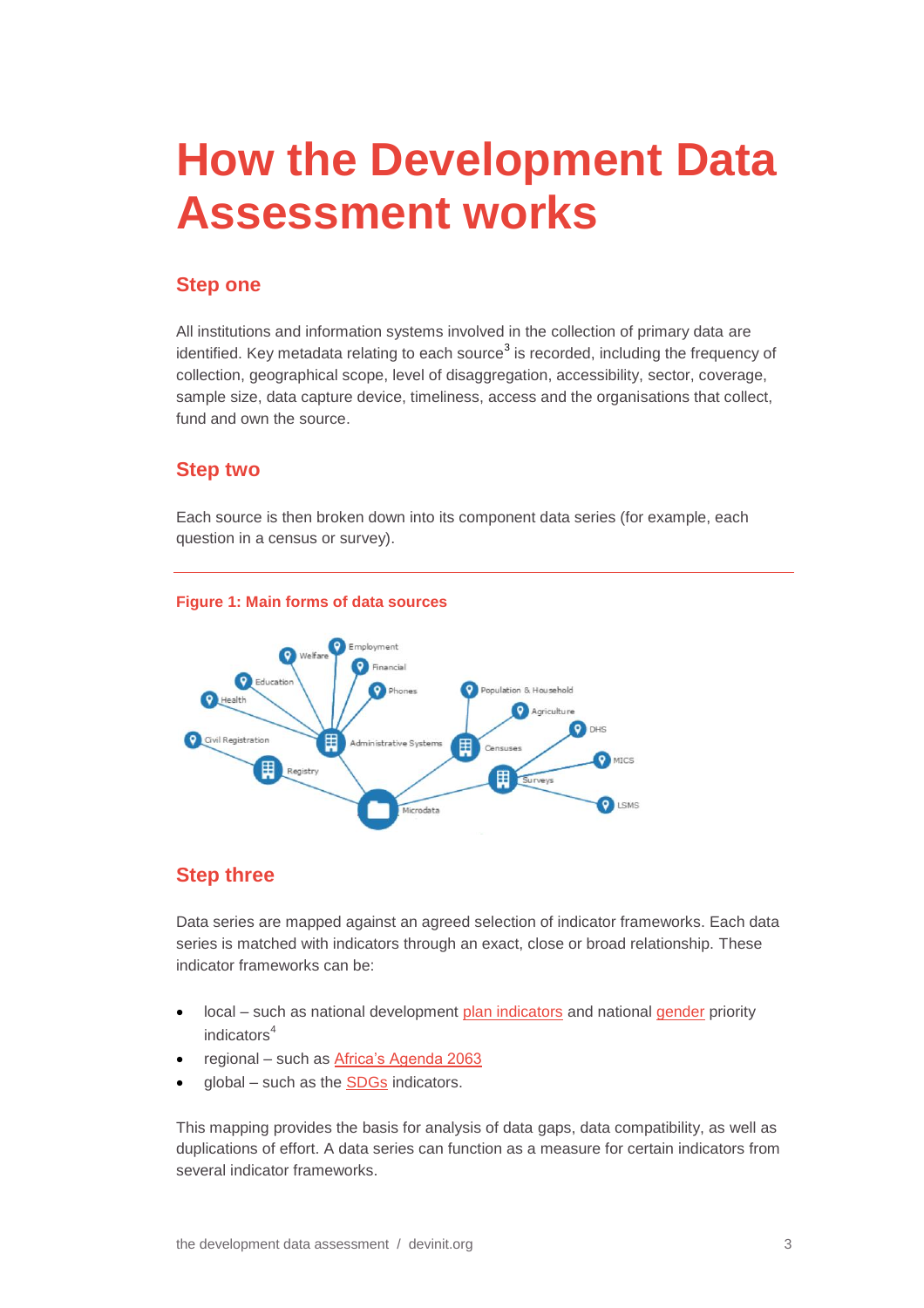# How the Development Data Assessment works

## Step one

All institutions and information systems involved in the collection of primary data are identified. Key metadata relating to each source[3] is recorded, including the frequency of collection, geographical scope, level of disaggregation, accessibility, sector, coverage, sample size, data capture device, timeliness, access and the organisations that collect, fund and own the source.

## Step two

Each source is then broken down into its component data series (for example, each question in a census or survey).

**Figure 1: Main forms of data sources**

## Step three

Data series are mapped against an agreed selection of indicator frameworks. Each data series is matched with indicators through an exact, close or broad relationship. These indicator frameworks can be:

- local – such as national development plan indicators and national gender priority indicators[4]
- regional – such as Africa's Agenda 2063
- global – such as the SDGs indicators.

This mapping provides the basis for analysis of data gaps, data compatibility, as well as duplications of effort. A data series can function as a measure for certain indicators from several indicator frameworks.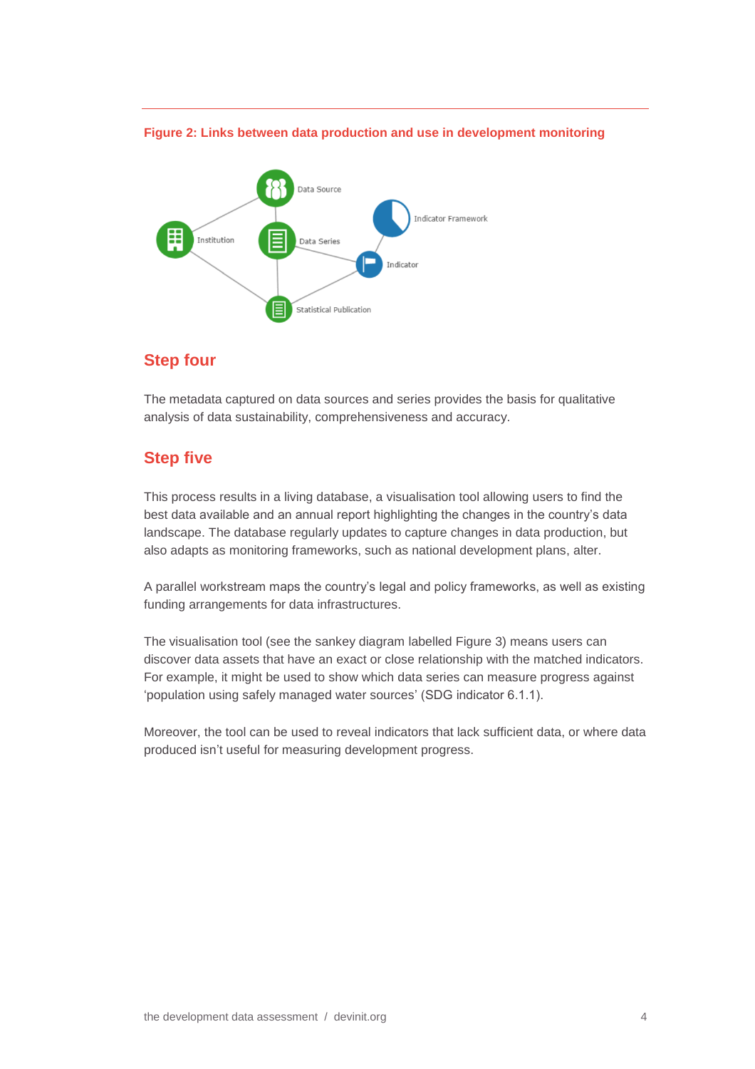**Figure 2: Links between data production and use in development monitoring**

## Step four

The metadata captured on data sources and series provides the basis for qualitative analysis of data sustainability, comprehensiveness and accuracy.

## Step five

This process results in a living database, a visualisation tool allowing users to find the best data available and an annual report highlighting the changes in the country's data landscape. The database regularly updates to capture changes in data production, but also adapts as monitoring frameworks, such as national development plans, alter.

A parallel workstream maps the country's legal and policy frameworks, as well as existing funding arrangements for data infrastructures.

The visualisation tool (see the sankey diagram labelled Figure 3) means users can discover data assets that have an exact or close relationship with the matched indicators. For example, it might be used to show which data series can measure progress against 'population using safely managed water sources' (SDG indicator 6.1.1).

Moreover, the tool can be used to reveal indicators that lack sufficient data, or where data produced isn't useful for measuring development progress.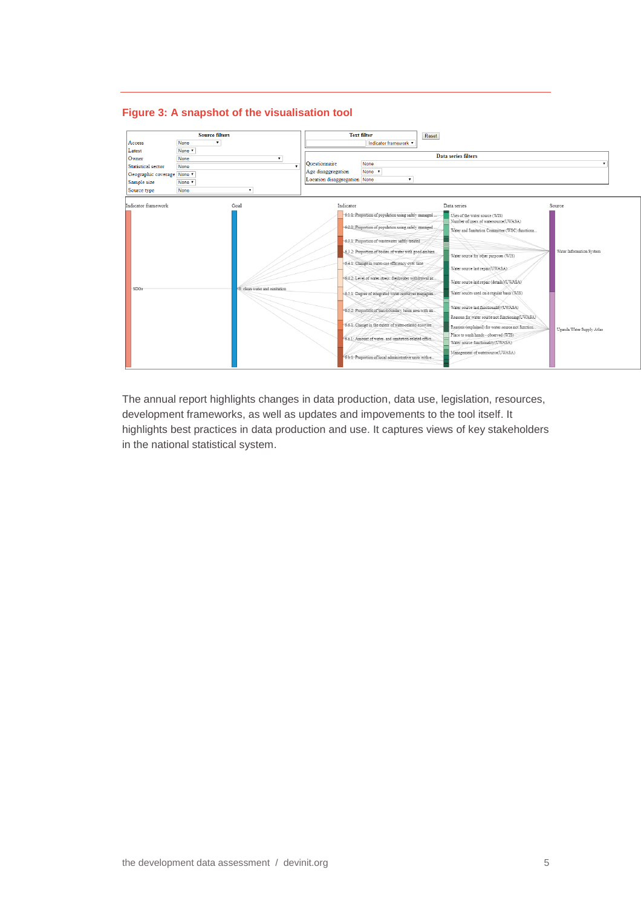## Figure 3: A snapshot of the visualisation tool

The annual report highlights changes in data production, data use, legislation, resources, development frameworks, as well as updates and impovements to the tool itself. It highlights best practices in data production and use. It captures views of key stakeholders in the national statistical system.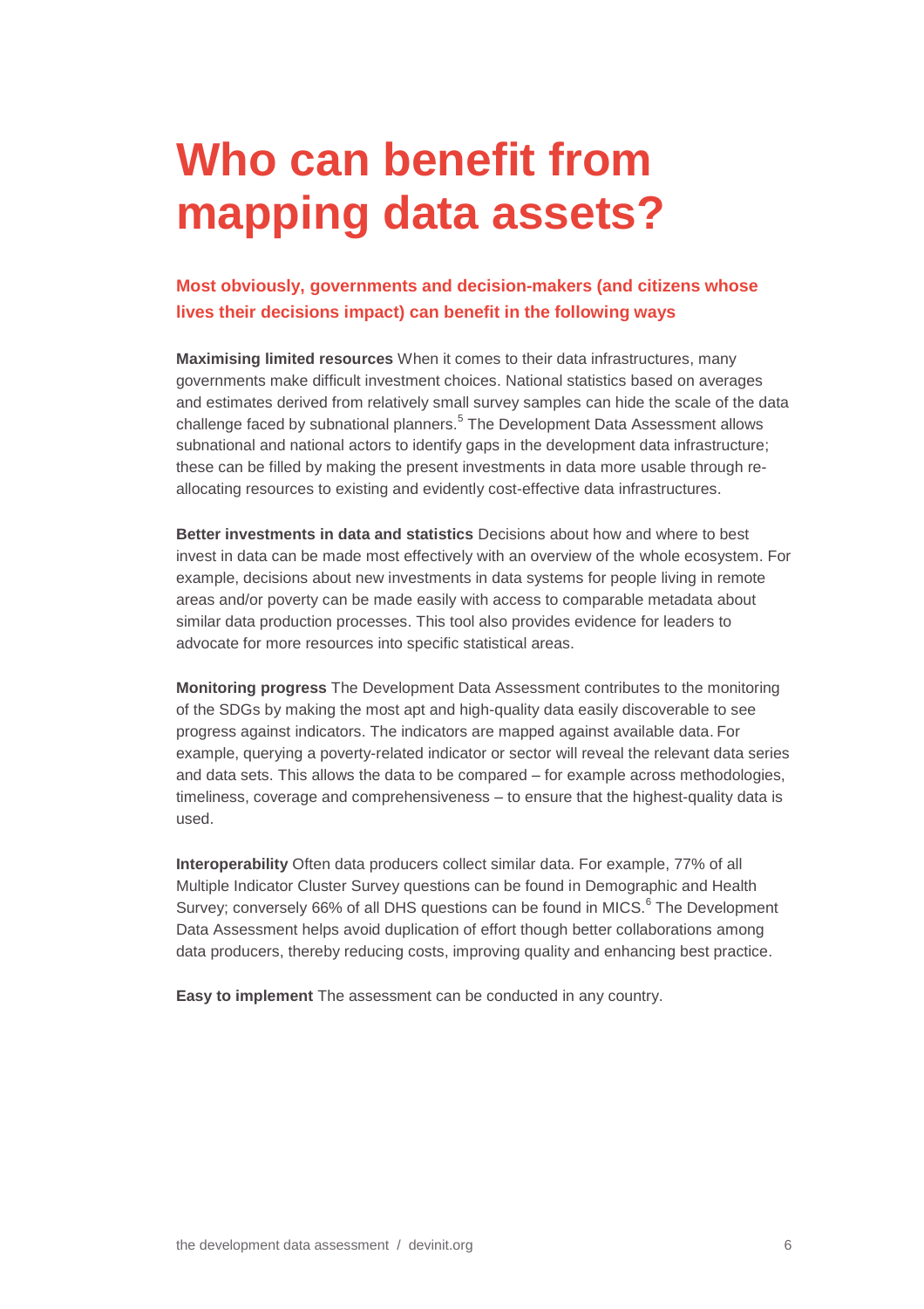# Who can benefit from mapping data assets?

### Most obviously, governments and decision-makers (and citizens whose lives their decisions impact) can benefit in the following ways

**Maximising limited resources** When it comes to their data infrastructures, many governments make difficult investment choices. National statistics based on averages and estimates derived from relatively small survey samples can hide the scale of the data challenge faced by subnational planners.[5] The Development Data Assessment allows subnational and national actors to identify gaps in the development data infrastructure; these can be filled by making the present investments in data more usable through re-allocating resources to existing and evidently cost-effective data infrastructures.

**Better investments in data and statistics** Decisions about how and where to best invest in data can be made most effectively with an overview of the whole ecosystem. For example, decisions about new investments in data systems for people living in remote areas and/or poverty can be made easily with access to comparable metadata about similar data production processes. This tool also provides evidence for leaders to advocate for more resources into specific statistical areas.

**Monitoring progress** The Development Data Assessment contributes to the monitoring of the SDGs by making the most apt and high-quality data easily discoverable to see progress against indicators. The indicators are mapped against available data. For example, querying a poverty-related indicator or sector will reveal the relevant data series and data sets. This allows the data to be compared – for example across methodologies, timeliness, coverage and comprehensiveness – to ensure that the highest-quality data is used.

**Interoperability** Often data producers collect similar data. For example, 77% of all Multiple Indicator Cluster Survey questions can be found in Demographic and Health Survey; conversely 66% of all DHS questions can be found in MICS.[6] The Development Data Assessment helps avoid duplication of effort though better collaborations among data producers, thereby reducing costs, improving quality and enhancing best practice.

**Easy to implement** The assessment can be conducted in any country.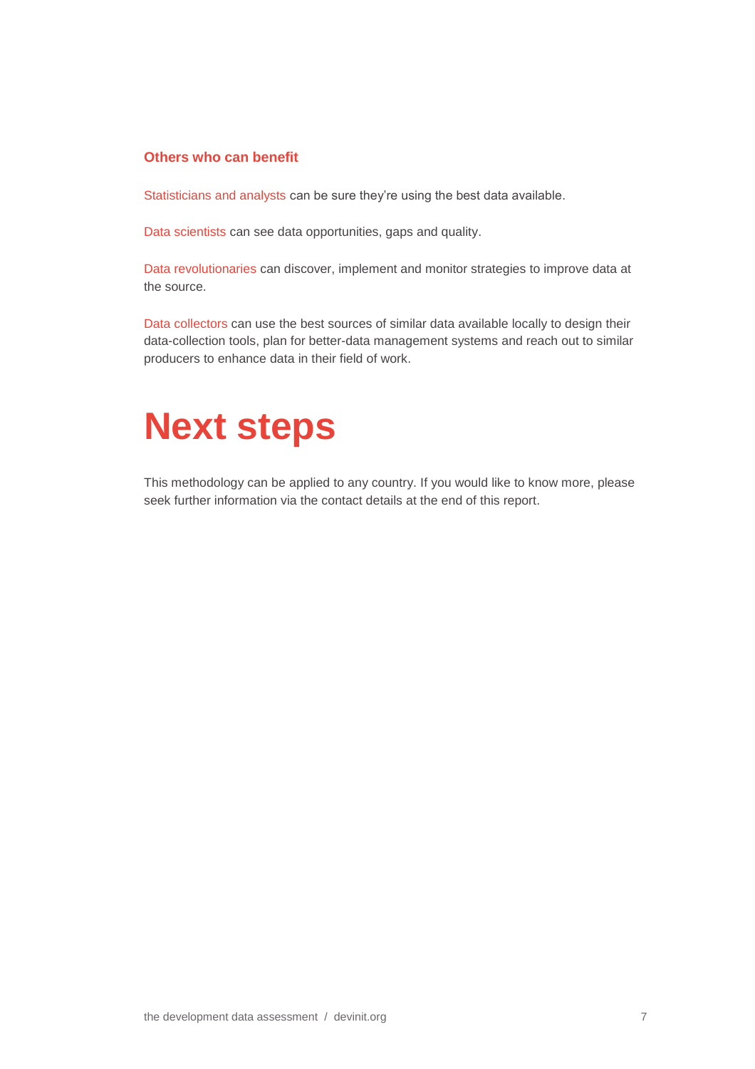### Others who can benefit

Statisticians and analysts can be sure they're using the best data available.

Data scientists can see data opportunities, gaps and quality.

Data revolutionaries can discover, implement and monitor strategies to improve data at the source.

Data collectors can use the best sources of similar data available locally to design their data-collection tools, plan for better-data management systems and reach out to similar producers to enhance data in their field of work.

# Next steps

This methodology can be applied to any country. If you would like to know more, please seek further information via the contact details at the end of this report.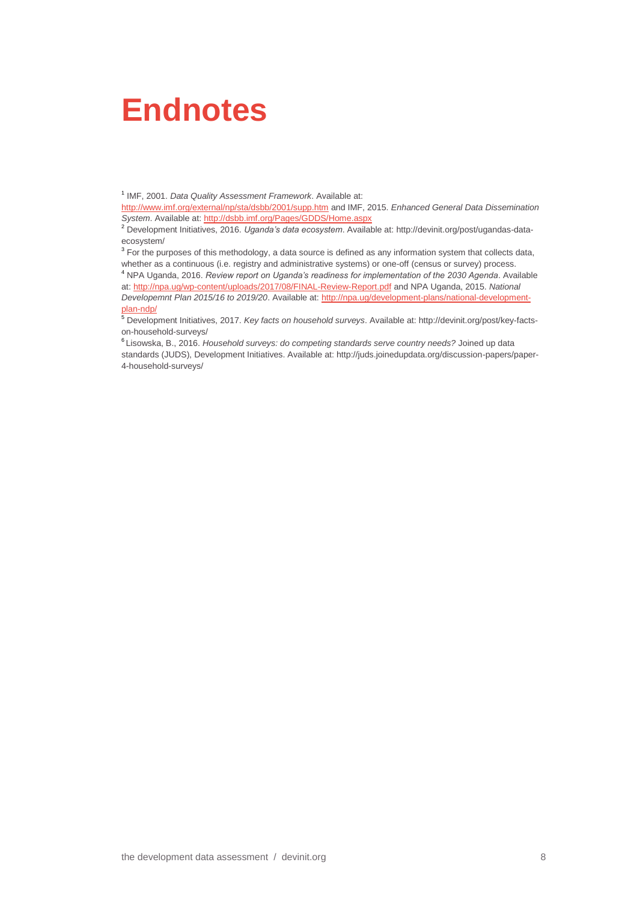# Endnotes

[1] IMF, 2001. *Data Quality Assessment Framework*. Available at: http://www.imf.org/external/np/sta/dsbb/2001/supp.htm and IMF, 2015. *Enhanced General Data Dissemination System*. Available at: http://dsbb.imf.org/Pages/GDDS/Home.aspx

[2] Development Initiatives, 2016. *Uganda's data ecosystem*. Available at: http://devinit.org/post/ugandas-data-ecosystem/

[3] For the purposes of this methodology, a data source is defined as any information system that collects data, whether as a continuous (i.e. registry and administrative systems) or one-off (census or survey) process.

[4] NPA Uganda, 2016. *Review report on Uganda's readiness for implementation of the 2030 Agenda*. Available at: http://npa.ug/wp-content/uploads/2017/08/FINAL-Review-Report.pdf and NPA Uganda, 2015. *National Developemnt Plan 2015/16 to 2019/20*. Available at: http://npa.ug/development-plans/national-development-plan-ndp/

[5] Development Initiatives, 2017. *Key facts on household surveys*. Available at: http://devinit.org/post/key-facts-on-household-surveys/

[6] Lisowska, B., 2016. *Household surveys: do competing standards serve country needs?* Joined up data standards (JUDS), Development Initiatives. Available at: http://juds.joinedupdata.org/discussion-papers/paper-4-household-surveys/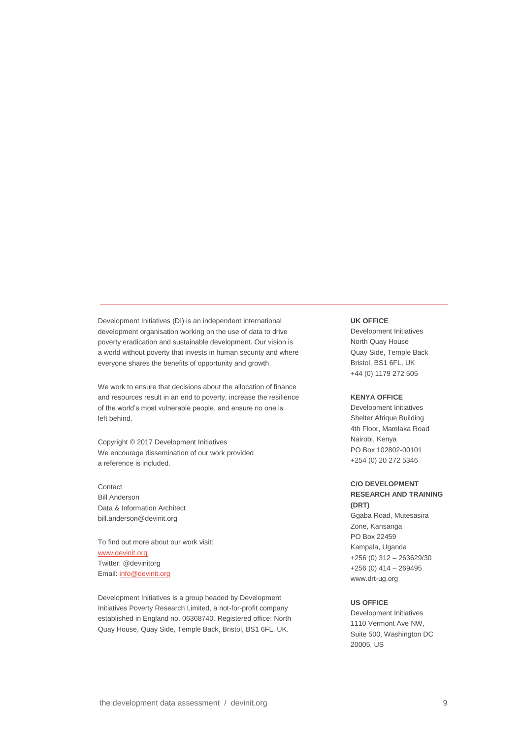Development Initiatives (DI) is an independent international development organisation working on the use of data to drive poverty eradication and sustainable development. Our vision is a world without poverty that invests in human security and where everyone shares the benefits of opportunity and growth.

We work to ensure that decisions about the allocation of finance and resources result in an end to poverty, increase the resilience of the world's most vulnerable people, and ensure no one is left behind.

Copyright © 2017 Development Initiatives
We encourage dissemination of our work provided a reference is included.

Contact
Bill Anderson
Data & Information Architect
bill.anderson@devinit.org

To find out more about our work visit:
www.devinit.org
Twitter: @devinitorg
Email: info@devinit.org

Development Initiatives is a group headed by Development Initiatives Poverty Research Limited, a not-for-profit company established in England no. 06368740. Registered office: North Quay House, Quay Side, Temple Back, Bristol, BS1 6FL, UK.

**UK OFFICE**
Development Initiatives
North Quay House
Quay Side, Temple Back
Bristol, BS1 6FL, UK
+44 (0) 1179 272 505

**KENYA OFFICE**
Development Initiatives
Shelter Afrique Building
4th Floor, Mamlaka Road
Nairobi, Kenya
PO Box 102802-00101
+254 (0) 20 272 5346

**C/O DEVELOPMENT RESEARCH AND TRAINING (DRT)**
Ggaba Road, Mutesasira Zone, Kansanga
PO Box 22459
Kampala, Uganda
+256 (0) 312 – 263629/30
+256 (0) 414 – 269495
www.drt-ug.org

**US OFFICE**
Development Initiatives
1110 Vermont Ave NW,
Suite 500, Washington DC
20005, US